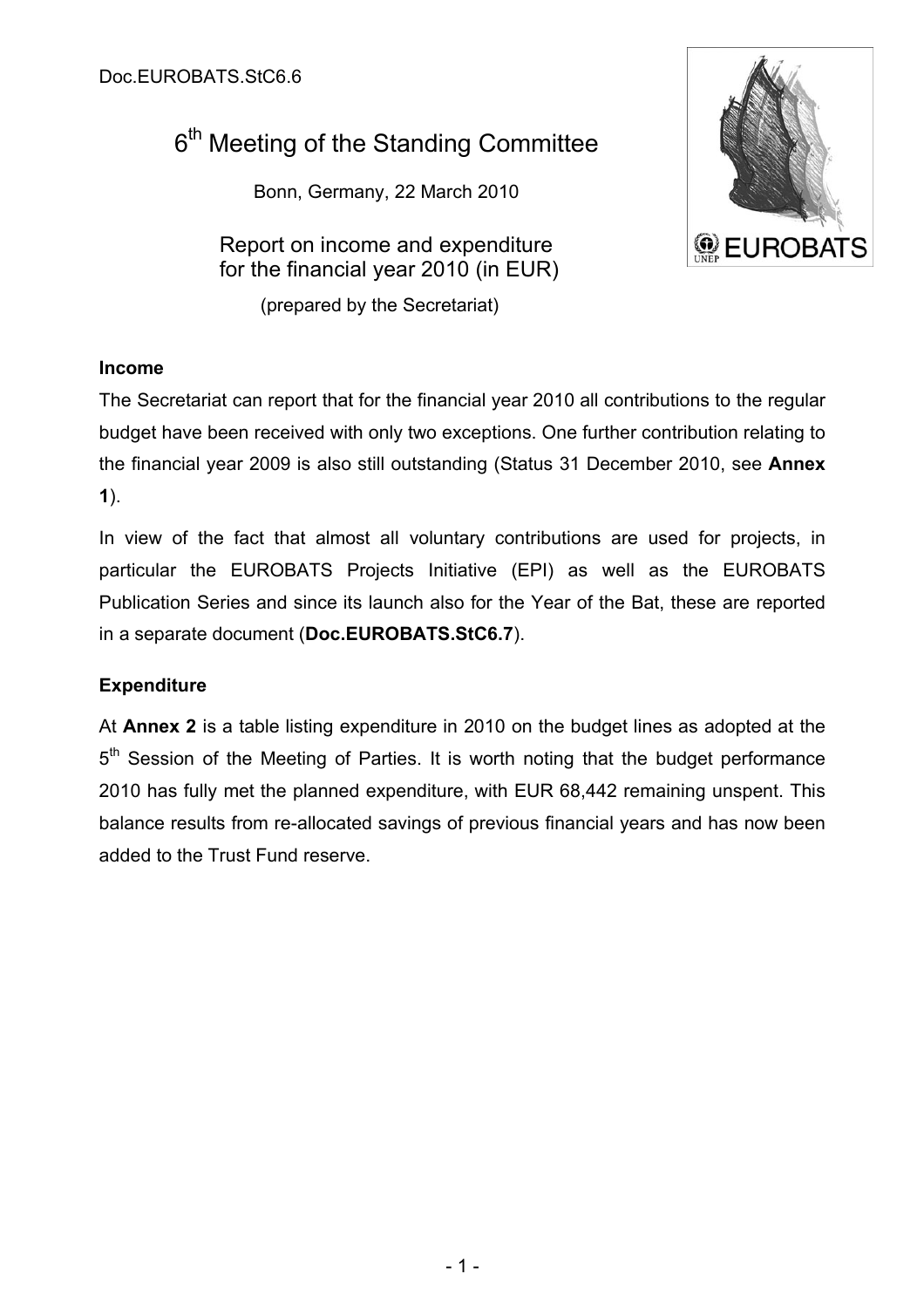Doc.EUROBATS.StC6.6

# 6th Meeting of the Standing Committee

Bonn, Germany, 22 March 2010

## Report on income and expenditure for the financial year 2010 (in EUR)

(prepared by the Secretariat)

**Income**

The Secretariat can report that for the financial year 2010 all contributions to the regular budget have been received with only two exceptions. One further contribution relating to the financial year 2009 is also still outstanding (Status 31 December 2010, see **Annex 1**).

In view of the fact that almost all voluntary contributions are used for projects, in particular the EUROBATS Projects Initiative (EPI) as well as the EUROBATS Publication Series and since its launch also for the Year of the Bat, these are reported in a separate document (**Doc.EUROBATS.StC6.7**).

**Expenditure**

At **Annex 2** is a table listing expenditure in 2010 on the budget lines as adopted at the 5th Session of the Meeting of Parties. It is worth noting that the budget performance 2010 has fully met the planned expenditure, with EUR 68,442 remaining unspent. This balance results from re-allocated savings of previous financial years and has now been added to the Trust Fund reserve.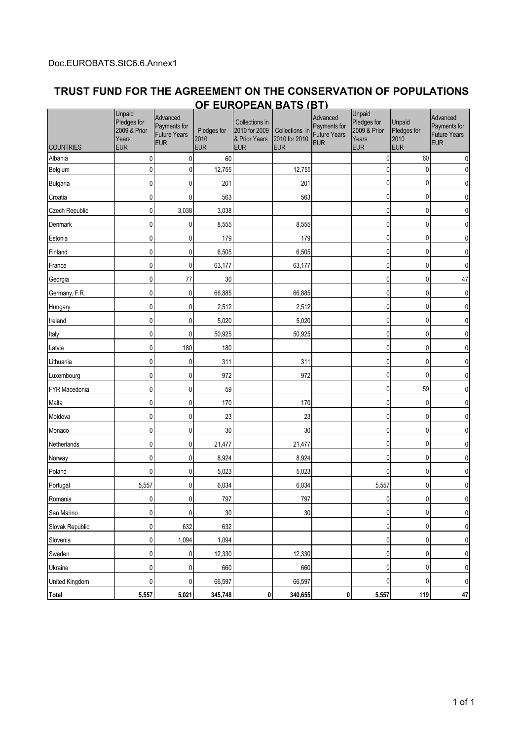Doc.EUROBATS.StC6.6.Annex1

# TRUST FUND FOR THE AGREEMENT ON THE CONSERVATION OF POPULATIONS OF EUROPEAN BATS (BT)

| COUNTRIES | Unpaid Pledges for 2009 & Prior Years EUR | Advanced Payments for Future Years EUR | Pledges for 2010 EUR | Collections in 2010 for 2009 & Prior Years EUR | Collections in 2010 for 2010 EUR | Advanced Payments for Future Years EUR | Unpaid Pledges for 2009 & Prior Years EUR | Unpaid Pledges for 2010 EUR | Advanced Payments for Future Years EUR |
|---|---|---|---|---|---|---|---|---|---|
| Albania | 0 | 0 | 60 | | | | 0 | 60 | 0 |
| Belgium | 0 | 0 | 12,755 | | 12,755 | | 0 | 0 | 0 |
| Bulgaria | 0 | 0 | 201 | | 201 | | 0 | 0 | 0 |
| Croatia | 0 | 0 | 563 | | 563 | | 0 | 0 | 0 |
| Czech Republic | 0 | 3,038 | 3,038 | | | | 0 | 0 | 0 |
| Denmark | 0 | 0 | 8,555 | | 8,555 | | 0 | 0 | 0 |
| Estonia | 0 | 0 | 179 | | 179 | | 0 | 0 | 0 |
| Finland | 0 | 0 | 6,505 | | 6,505 | | 0 | 0 | 0 |
| France | 0 | 0 | 63,177 | | 63,177 | | 0 | 0 | 0 |
| Georgia | 0 | 77 | 30 | | | | 0 | 0 | 47 |
| Germany, F.R. | 0 | 0 | 66,885 | | 66,885 | | 0 | 0 | 0 |
| Hungary | 0 | 0 | 2,512 | | 2,512 | | 0 | 0 | 0 |
| Ireland | 0 | 0 | 5,020 | | 5,020 | | 0 | 0 | 0 |
| Italy | 0 | 0 | 50,925 | | 50,925 | | 0 | 0 | 0 |
| Latvia | 0 | 180 | 180 | | | | 0 | 0 | 0 |
| Lithuania | 0 | 0 | 311 | | 311 | | 0 | 0 | 0 |
| Luxembourg | 0 | 0 | 972 | | 972 | | 0 | 0 | 0 |
| FYR Macedonia | 0 | 0 | 59 | | | | 0 | 59 | 0 |
| Malta | 0 | 0 | 170 | | 170 | | 0 | 0 | 0 |
| Moldova | 0 | 0 | 23 | | 23 | | 0 | 0 | 0 |
| Monaco | 0 | 0 | 30 | | 30 | | 0 | 0 | 0 |
| Netherlands | 0 | 0 | 21,477 | | 21,477 | | 0 | 0 | 0 |
| Norway | 0 | 0 | 8,924 | | 8,924 | | 0 | 0 | 0 |
| Poland | 0 | 0 | 5,023 | | 5,023 | | 0 | 0 | 0 |
| Portugal | 5,557 | 0 | 6,034 | | 6,034 | | 5,557 | 0 | 0 |
| Romania | 0 | 0 | 797 | | 797 | | 0 | 0 | 0 |
| San Marino | 0 | 0 | 30 | | 30 | | 0 | 0 | 0 |
| Slovak Republic | 0 | 632 | 632 | | | | 0 | 0 | 0 |
| Slovenia | 0 | 1,094 | 1,094 | | | | 0 | 0 | 0 |
| Sweden | 0 | 0 | 12,330 | | 12,330 | | 0 | 0 | 0 |
| Ukraine | 0 | 0 | 660 | | 660 | | 0 | 0 | 0 |
| United Kingdom | 0 | 0 | 66,597 | | 66,597 | | 0 | 0 | 0 |
| **Total** | **5,557** | **5,021** | **345,748** | **0** | **340,655** | **0** | **5,557** | **119** | **47** |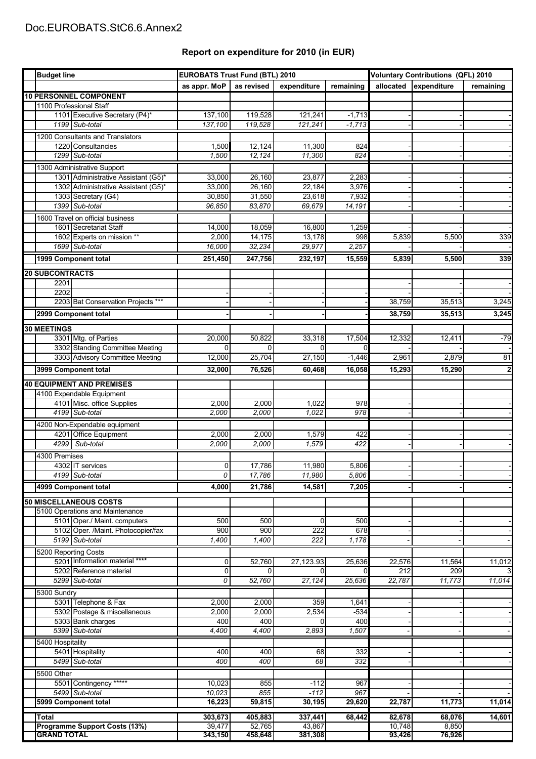Doc.EUROBATS.StC6.6.Annex2

## Report on expenditure for 2010 (in EUR)

| Budget line | | EUROBATS Trust Fund (BTL) 2010 | | | | Voluntary Contributions (QFL) 2010 | | |
|---|---|---|---|---|---|---|---|---|
| | | as appr. MoP | as revised | expenditure | remaining | allocated | expenditure | remaining |
| **10 PERSONNEL COMPONENT** | | | | | | | | |
| 1100 Professional Staff | | | | | | | | |
| 1101 | Executive Secretary (P4)* | 137,100 | 119,528 | 121,241 | -1,713 | - | - | - |
| *1199* | *Sub-total* | *137,100* | *119,528* | *121,241* | *-1,713* | - | - | - |
| 1200 Consultants and Translators | | | | | | | | |
| 1220 | Consultancies | 1,500 | 12,124 | 11,300 | 824 | - | - | - |
| *1299* | *Sub-total* | *1,500* | *12,124* | *11,300* | *824* | - | - | - |
| 1300 Administrative Support | | | | | | | | |
| 1301 | Administrative Assistant (G5)* | 33,000 | 26,160 | 23,877 | 2,283 | - | - | - |
| 1302 | Administrative Assistant (G5)* | 33,000 | 26,160 | 22,184 | 3,976 | - | - | - |
| 1303 | Secretary (G4) | 30,850 | 31,550 | 23,618 | 7,932 | - | - | - |
| *1399* | *Sub-total* | *96,850* | *83,870* | *69,679* | *14,191* | - | - | - |
| 1600 Travel on official business | | | | | | | | |
| 1601 | Secretariat Staff | 14,000 | 18,059 | 16,800 | 1,259 | - | - | - |
| 1602 | Experts on mission ** | 2,000 | 14,175 | 13,178 | 998 | 5,839 | 5,500 | 339 |
| *1699* | *Sub-total* | *16,000* | *32,234* | *29,977* | *2,257* | - | - | - |
| **1999 Component total** | | **251,450** | **247,756** | **232,197** | **15,559** | **5,839** | **5,500** | **339** |
| **20 SUBCONTRACTS** | | | | | | | | |
| 2201 | | | | | | - | - | - |
| 2202 | | - | - | - | - | - | - | - |
| 2203 | Bat Conservation Projects *** | - | - | - | - | 38,759 | 35,513 | 3,245 |
| **2999 Component total** | | **-** | **-** | **-** | **-** | **38,759** | **35,513** | **3,245** |
| **30 MEETINGS** | | | | | | | | |
| 3301 | Mtg. of Parties | 20,000 | 50,822 | 33,318 | 17,504 | 12,332 | 12,411 | -79 |
| 3302 | Standing Committee Meeting | 0 | 0 | 0 | 0 | - | - | - |
| 3303 | Advisory Committee Meeting | 12,000 | 25,704 | 27,150 | -1,446 | 2,961 | 2,879 | 81 |
| **3999 Component total** | | **32,000** | **76,526** | **60,468** | **16,058** | **15,293** | **15,290** | **2** |
| **40 EQUIPMENT AND PREMISES** | | | | | | | | |
| 4100 Expendable Equipment | | | | | | | | |
| 4101 | Misc. office Supplies | 2,000 | 2,000 | 1,022 | 978 | - | - | - |
| *4199* | *Sub-total* | *2,000* | *2,000* | *1,022* | *978* | - | - | - |
| 4200 Non-Expendable equipment | | | | | | | | |
| 4201 | Office Equipment | 2,000 | 2,000 | 1,579 | 422 | - | - | - |
| *4299* | *Sub-total* | *2,000* | *2,000* | *1,579* | *422* | - | - | - |
| 4300 Premises | | | | | | | | |
| 4302 | IT services | 0 | 17,786 | 11,980 | 5,806 | - | - | - |
| *4199* | *Sub-total* | *0* | *17,786* | *11,980* | *5,806* | - | - | - |
| **4999 Component total** | | **4,000** | **21,786** | **14,581** | **7,205** | **-** | **-** | **-** |
| **50 MISCELLANEOUS COSTS** | | | | | | | | |
| 5100 Operations and Maintenance | | | | | | | | |
| 5101 | Oper./ Maint. computers | 500 | 500 | 0 | 500 | - | - | - |
| 5102 | Oper. /Maint. Photocopier/fax | 900 | 900 | 222 | 678 | - | - | - |
| *5199* | *Sub-total* | *1,400* | *1,400* | *222* | *1,178* | - | - | - |
| 5200 Reporting Costs | | | | | | | | |
| 5201 | Information material **** | 0 | 52,760 | 27,123.93 | 25,636 | 22,576 | 11,564 | 11,012 |
| 5202 | Reference material | 0 | 0 | 0 | 0 | 212 | 209 | 3 |
| *5299* | *Sub-total* | *0* | *52,760* | *27,124* | *25,636* | *22,787* | *11,773* | *11,014* |
| 5300 Sundry | | | | | | | | |
| 5301 | Telephone & Fax | 2,000 | 2,000 | 359 | 1,641 | - | - | - |
| 5302 | Postage & miscellaneous | 2,000 | 2,000 | 2,534 | -534 | - | - | - |
| 5303 | Bank charges | 400 | 400 | 0 | 400 | - | - | - |
| *5399* | *Sub-total* | *4,400* | *4,400* | *2,893* | *1,507* | - | - | - |
| 5400 Hospitality | | | | | | | | |
| 5401 | Hospitality | 400 | 400 | 68 | 332 | - | - | - |
| *5499* | *Sub-total* | *400* | *400* | *68* | *332* | - | - | - |
| 5500 Other | | | | | | | | |
| 5501 | Contingency ***** | 10,023 | 855 | -112 | 967 | - | - | - |
| *5499* | *Sub-total* | *10,023* | *855* | *-112* | *967* | - | - | - |
| **5999 Component total** | | **16,223** | **59,815** | **30,195** | **29,620** | **22,787** | **11,773** | **11,014** |
| **Total** | | **303,673** | **405,883** | **337,441** | **68,442** | **82,678** | **68,076** | **14,601** |
| **Programme Support Costs (13%)** | | **39,477** | **52,765** | **43,867** | | **10,748** | **8,850** | |
| **GRAND TOTAL** | | **343,150** | **458,648** | **381,308** | | **93,426** | **76,926** | |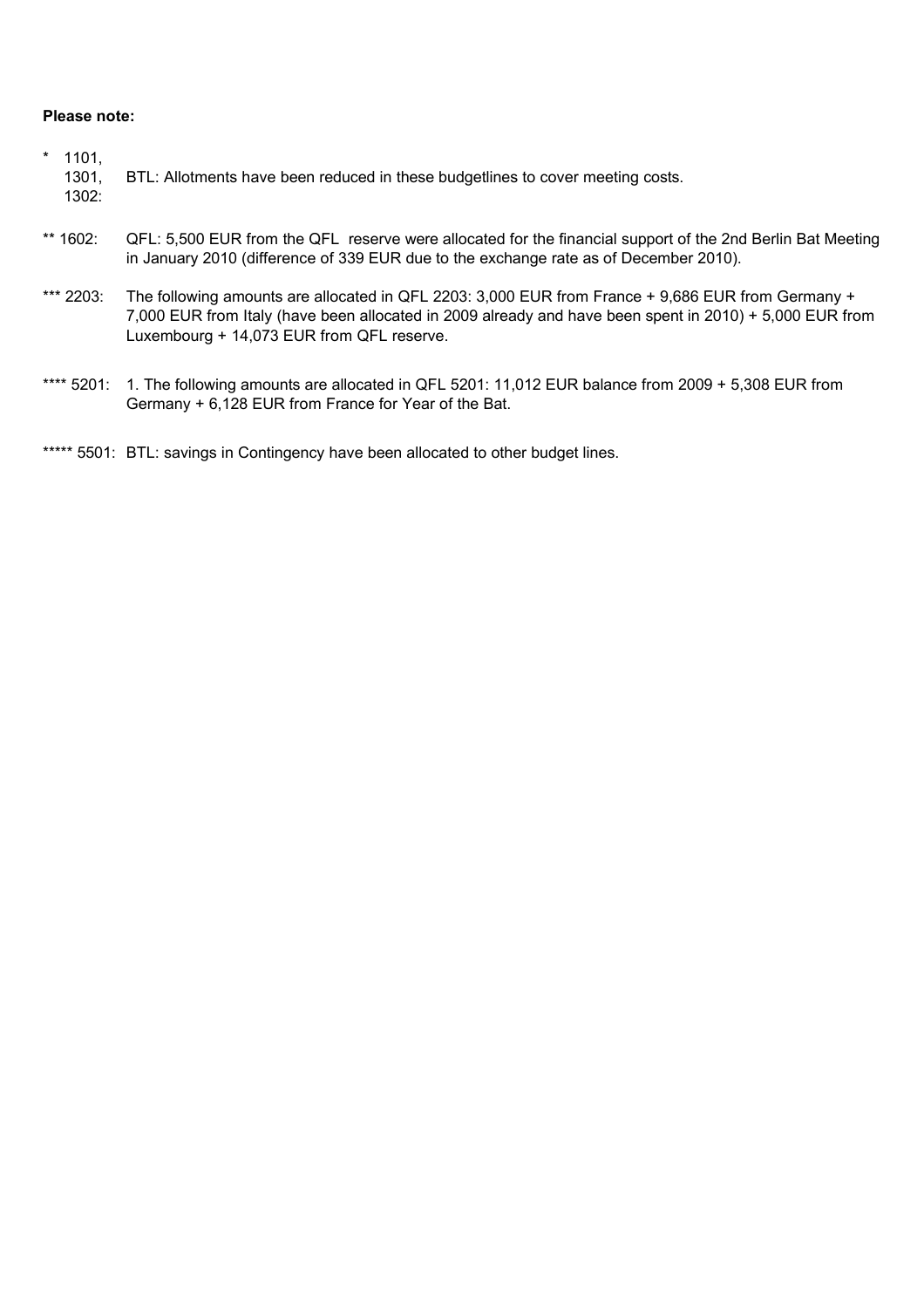**Please note:**

\* 1101, 1301, 1302: BTL: Allotments have been reduced in these budgetlines to cover meeting costs.

\*\* 1602: QFL: 5,500 EUR from the QFL reserve were allocated for the financial support of the 2nd Berlin Bat Meeting in January 2010 (difference of 339 EUR due to the exchange rate as of December 2010).

\*\*\* 2203: The following amounts are allocated in QFL 2203: 3,000 EUR from France + 9,686 EUR from Germany + 7,000 EUR from Italy (have been allocated in 2009 already and have been spent in 2010) + 5,000 EUR from Luxembourg + 14,073 EUR from QFL reserve.

\*\*\*\* 5201: 1. The following amounts are allocated in QFL 5201: 11,012 EUR balance from 2009 + 5,308 EUR from Germany + 6,128 EUR from France for Year of the Bat.

\*\*\*\*\* 5501: BTL: savings in Contingency have been allocated to other budget lines.